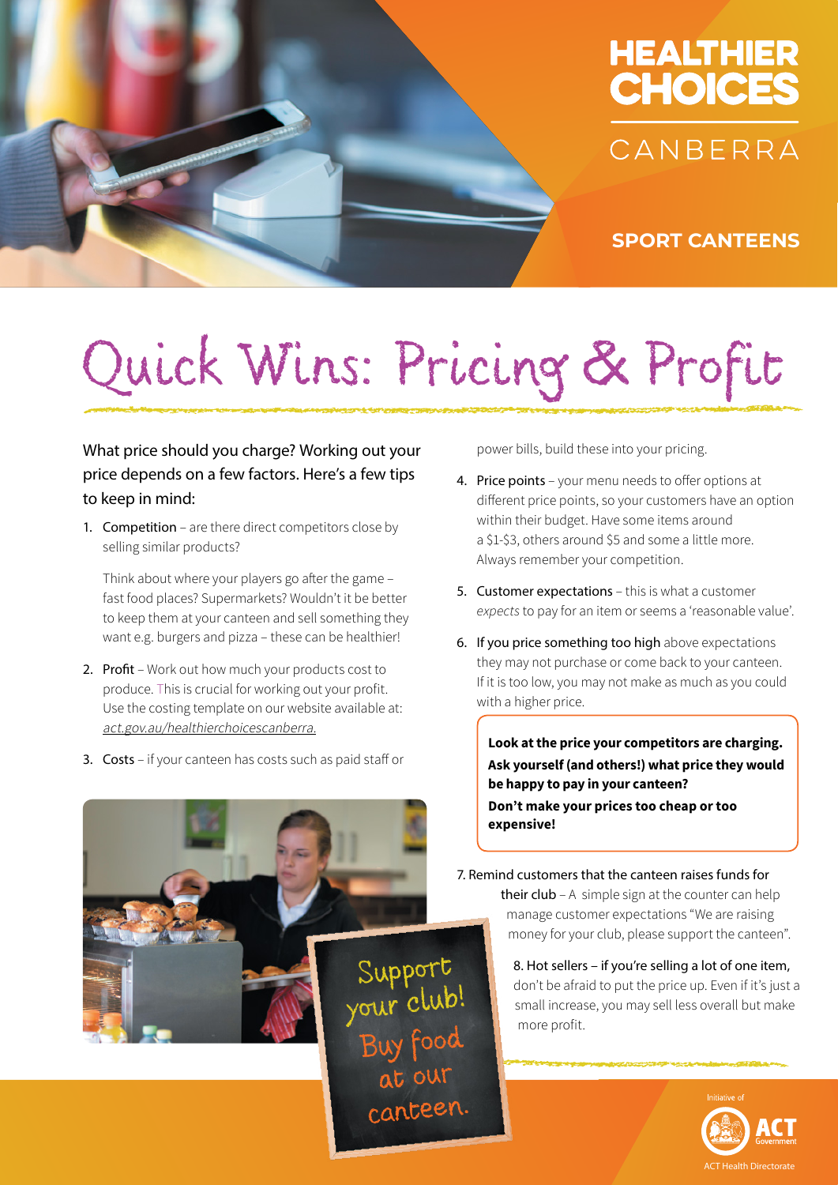# HEALTHIER CHOICES CANBERRA

## SPORT CANTEENS

# Quick Wins: Pricing & Profit

What price should you charge? Working out your price depends on a few factors. Here's a few tips to keep in mind:

1. **Competition** – are there direct competitors close by selling similar products?

   Think about where your players go after the game – fast food places? Supermarkets? Wouldn't it be better to keep them at your canteen and sell something they want e.g. burgers and pizza – these can be healthier!

2. **Profit** – Work out how much your products cost to produce. This is crucial for working out your profit. Use the costing template on our website available at: *act.gov.au/healthierchoicescanberra.*

3. **Costs** – if your canteen has costs such as paid staff or power bills, build these into your pricing.

4. **Price points** – your menu needs to offer options at different price points, so your customers have an option within their budget. Have some items around a $1-$3, others around $5 and some a little more. Always remember your competition.

5. **Customer expectations** – this is what a customer *expects* to pay for an item or seems a 'reasonable value'.

6. **If you price something too high** above expectations they may not purchase or come back to your canteen. If it is too low, you may not make as much as you could with a higher price.

> **Look at the price your competitors are charging.**
> **Ask yourself (and others!) what price they would be happy to pay in your canteen?**
> **Don't make your prices too cheap or too expensive!**

7. Remind customers that the canteen raises funds for their club – A simple sign at the counter can help manage customer expectations "We are raising money for your club, please support the canteen".

8. Hot sellers – if you're selling a lot of one item, don't be afraid to put the price up. Even if it's just a small increase, you may sell less overall but make more profit.

Support your club! Buy food at our canteen.

Initiative of ACT Government
ACT Health Directorate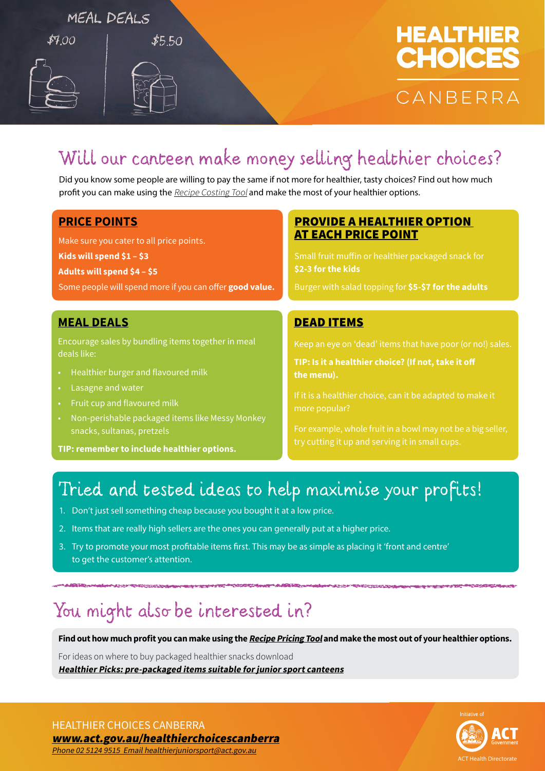MEAL DEALS

$7.00

$5.50

# HEALTHIER CHOICES CANBERRA

## Will our canteen make money selling healthier choices?

Did you know some people are willing to pay the same if not more for healthier, tasty choices? Find out how much profit you can make using the *Recipe Costing Tool* and make the most of your healthier options.

### PRICE POINTS

Make sure you cater to all price points.

**Kids will spend $1 – $3**

**Adults will spend $4 – $5**

Some people will spend more if you can offer **good value.**

### PROVIDE A HEALTHIER OPTION AT EACH PRICE POINT

Small fruit muffin or healthier packaged snack for **$2-3 for the kids**

Burger with salad topping for **$5-$7 for the adults**

### MEAL DEALS

Encourage sales by bundling items together in meal deals like:

- Healthier burger and flavoured milk
- Lasagne and water
- Fruit cup and flavoured milk
- Non-perishable packaged items like Messy Monkey snacks, sultanas, pretzels

**TIP: remember to include healthier options.**

### DEAD ITEMS

Keep an eye on 'dead' items that have poor (or no!) sales.

**TIP: Is it a healthier choice? (If not, take it off the menu).**

If it is a healthier choice, can it be adapted to make it more popular?

For example, whole fruit in a bowl may not be a big seller, try cutting it up and serving it in small cups.

## Tried and tested ideas to help maximise your profits!

1. Don't just sell something cheap because you bought it at a low price.
2. Items that are really high sellers are the ones you can generally put at a higher price.
3. Try to promote your most profitable items first. This may be as simple as placing it 'front and centre' to get the customer's attention.

## You might also be interested in?

**Find out how much profit you can make using the *Recipe Pricing Tool* and make the most out of your healthier options.**

For ideas on where to buy packaged healthier snacks download ***Healthier Picks: pre-packaged items suitable for junior sport canteens***

HEALTHIER CHOICES CANBERRA
***www.act.gov.au/healthierchoicescanberra***
*Phone 02 5124 9515 Email healthierjuniorsport@act.gov.au*

Initiative of ACT Government
ACT Health Directorate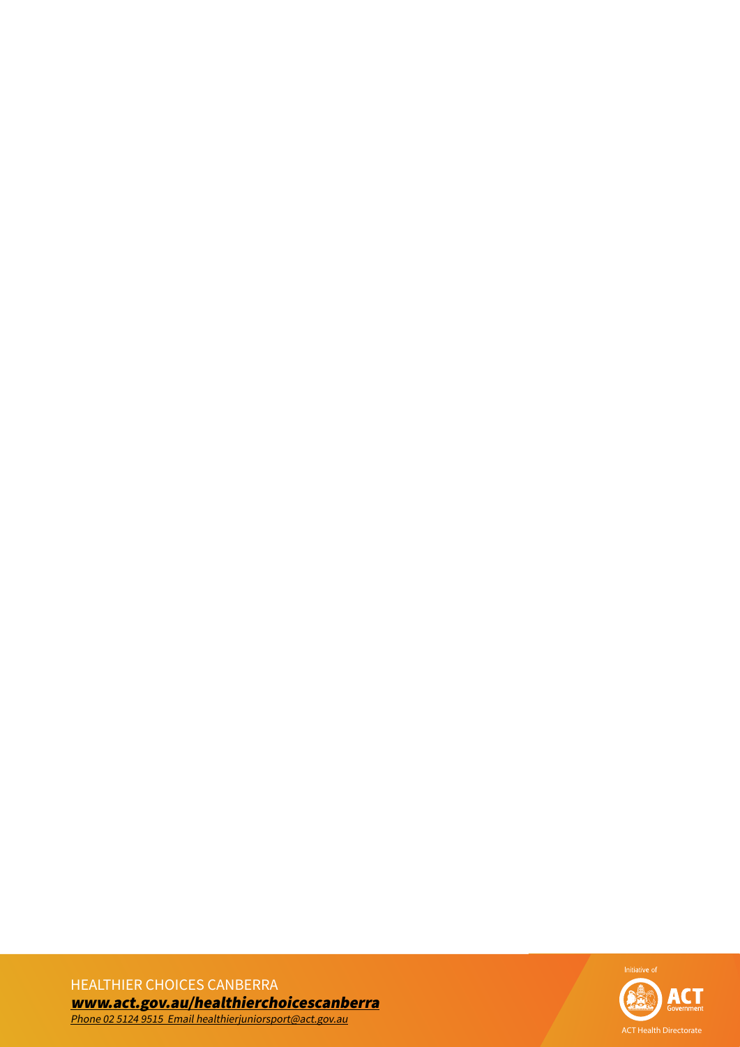HEALTHIER CHOICES CANBERRA

***www.act.gov.au/healthierchoicescanberra***

*Phone 02 5124 9515 Email healthierjuniorsport@act.gov.au*

Initiative of

ACT Government

ACT Health Directorate